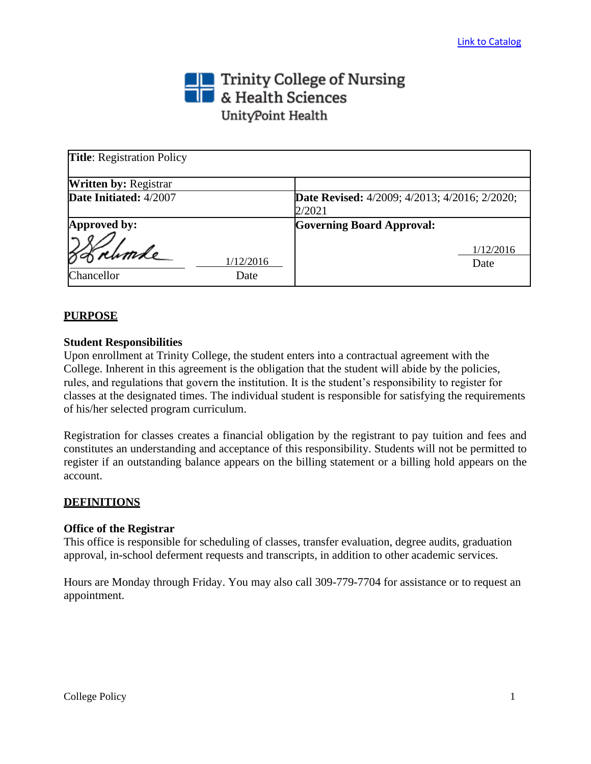Link to Catalog

Trinity College of Nursing & Health Sciences
UnityPoint Health

| **Title**: Registration Policy | |
|---|---|
| **Written by:** Registrar | |
| **Date Initiated:** 4/2007 | **Date Revised:** 4/2009; 4/2013; 4/2016; 2/2020; 2/2021 |
| **Approved by:** Chancellor 1/12/2016 Date | **Governing Board Approval:** 1/12/2016 Date |

## PURPOSE

### Student Responsibilities

Upon enrollment at Trinity College, the student enters into a contractual agreement with the College. Inherent in this agreement is the obligation that the student will abide by the policies, rules, and regulations that govern the institution. It is the student's responsibility to register for classes at the designated times. The individual student is responsible for satisfying the requirements of his/her selected program curriculum.

Registration for classes creates a financial obligation by the registrant to pay tuition and fees and constitutes an understanding and acceptance of this responsibility. Students will not be permitted to register if an outstanding balance appears on the billing statement or a billing hold appears on the account.

## DEFINITIONS

### Office of the Registrar

This office is responsible for scheduling of classes, transfer evaluation, degree audits, graduation approval, in-school deferment requests and transcripts, in addition to other academic services.

Hours are Monday through Friday. You may also call 309-779-7704 for assistance or to request an appointment.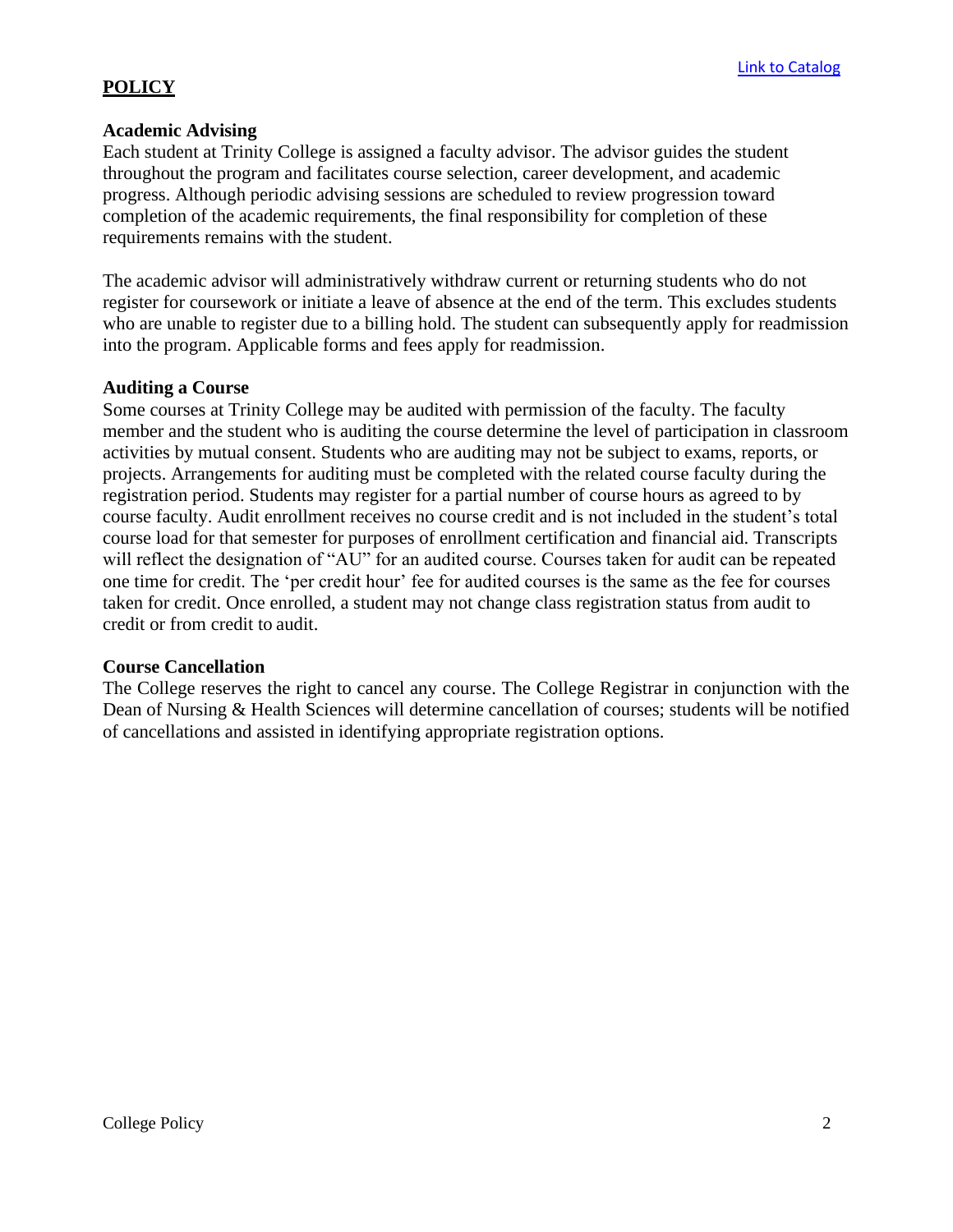[Link to Catalog]

## POLICY

### Academic Advising

Each student at Trinity College is assigned a faculty advisor. The advisor guides the student throughout the program and facilitates course selection, career development, and academic progress. Although periodic advising sessions are scheduled to review progression toward completion of the academic requirements, the final responsibility for completion of these requirements remains with the student.

The academic advisor will administratively withdraw current or returning students who do not register for coursework or initiate a leave of absence at the end of the term. This excludes students who are unable to register due to a billing hold. The student can subsequently apply for readmission into the program. Applicable forms and fees apply for readmission.

### Auditing a Course

Some courses at Trinity College may be audited with permission of the faculty. The faculty member and the student who is auditing the course determine the level of participation in classroom activities by mutual consent. Students who are auditing may not be subject to exams, reports, or projects. Arrangements for auditing must be completed with the related course faculty during the registration period. Students may register for a partial number of course hours as agreed to by course faculty. Audit enrollment receives no course credit and is not included in the student's total course load for that semester for purposes of enrollment certification and financial aid. Transcripts will reflect the designation of "AU" for an audited course. Courses taken for audit can be repeated one time for credit. The 'per credit hour' fee for audited courses is the same as the fee for courses taken for credit. Once enrolled, a student may not change class registration status from audit to credit or from credit to audit.

### Course Cancellation

The College reserves the right to cancel any course. The College Registrar in conjunction with the Dean of Nursing & Health Sciences will determine cancellation of courses; students will be notified of cancellations and assisted in identifying appropriate registration options.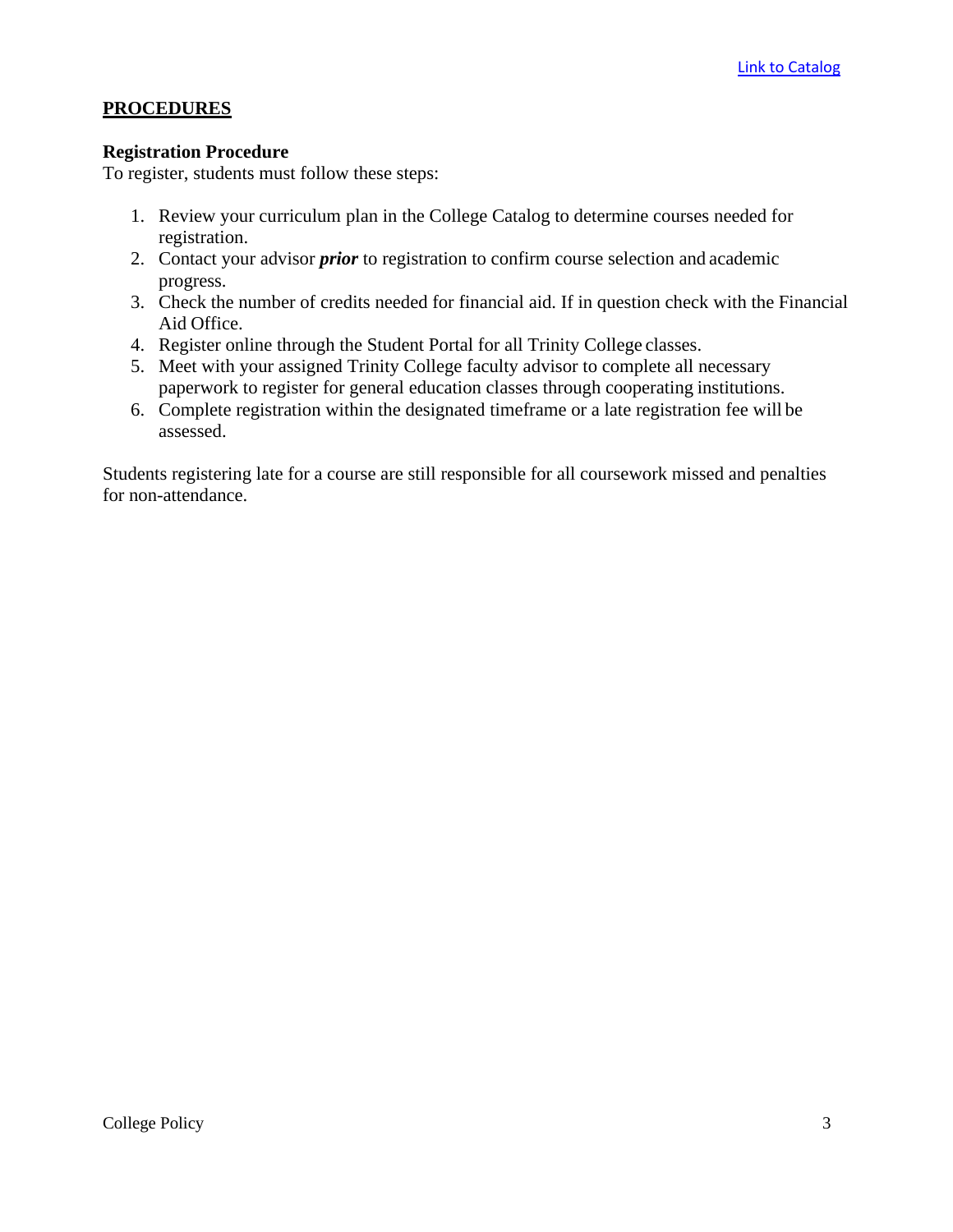Link to Catalog

## PROCEDURES

### Registration Procedure

To register, students must follow these steps:

1. Review your curriculum plan in the College Catalog to determine courses needed for registration.
2. Contact your advisor ***prior*** to registration to confirm course selection and academic progress.
3. Check the number of credits needed for financial aid. If in question check with the Financial Aid Office.
4. Register online through the Student Portal for all Trinity College classes.
5. Meet with your assigned Trinity College faculty advisor to complete all necessary paperwork to register for general education classes through cooperating institutions.
6. Complete registration within the designated timeframe or a late registration fee will be assessed.

Students registering late for a course are still responsible for all coursework missed and penalties for non-attendance.